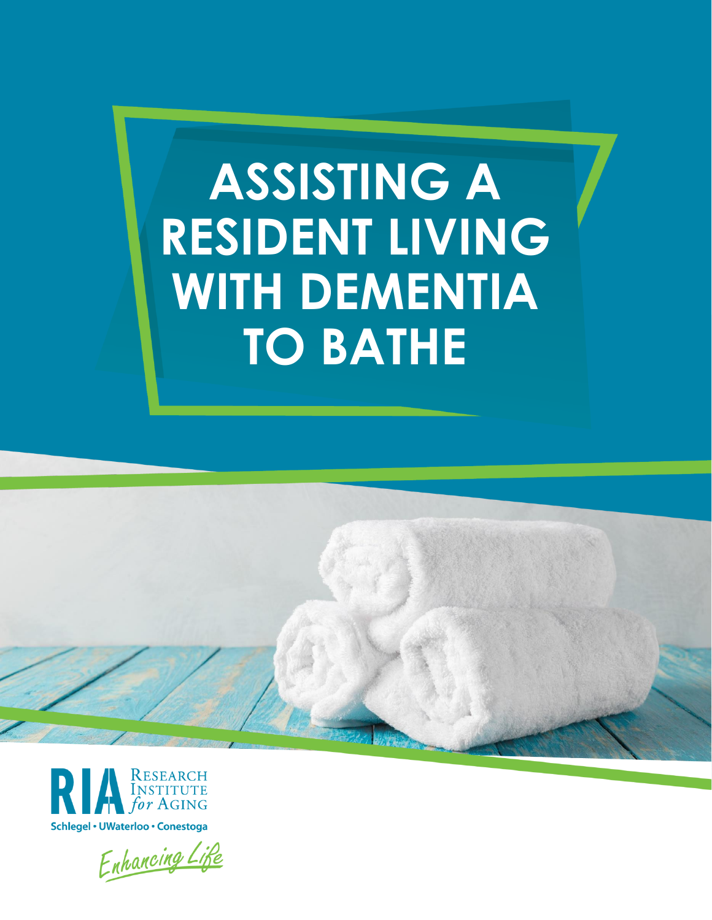# ASSISTING A RESIDENT LIVING WITH DEMENTIA TO BATHE

RIA Research Institute for Aging

Schlegel • UWaterloo • Conestoga

*Enhancing Life*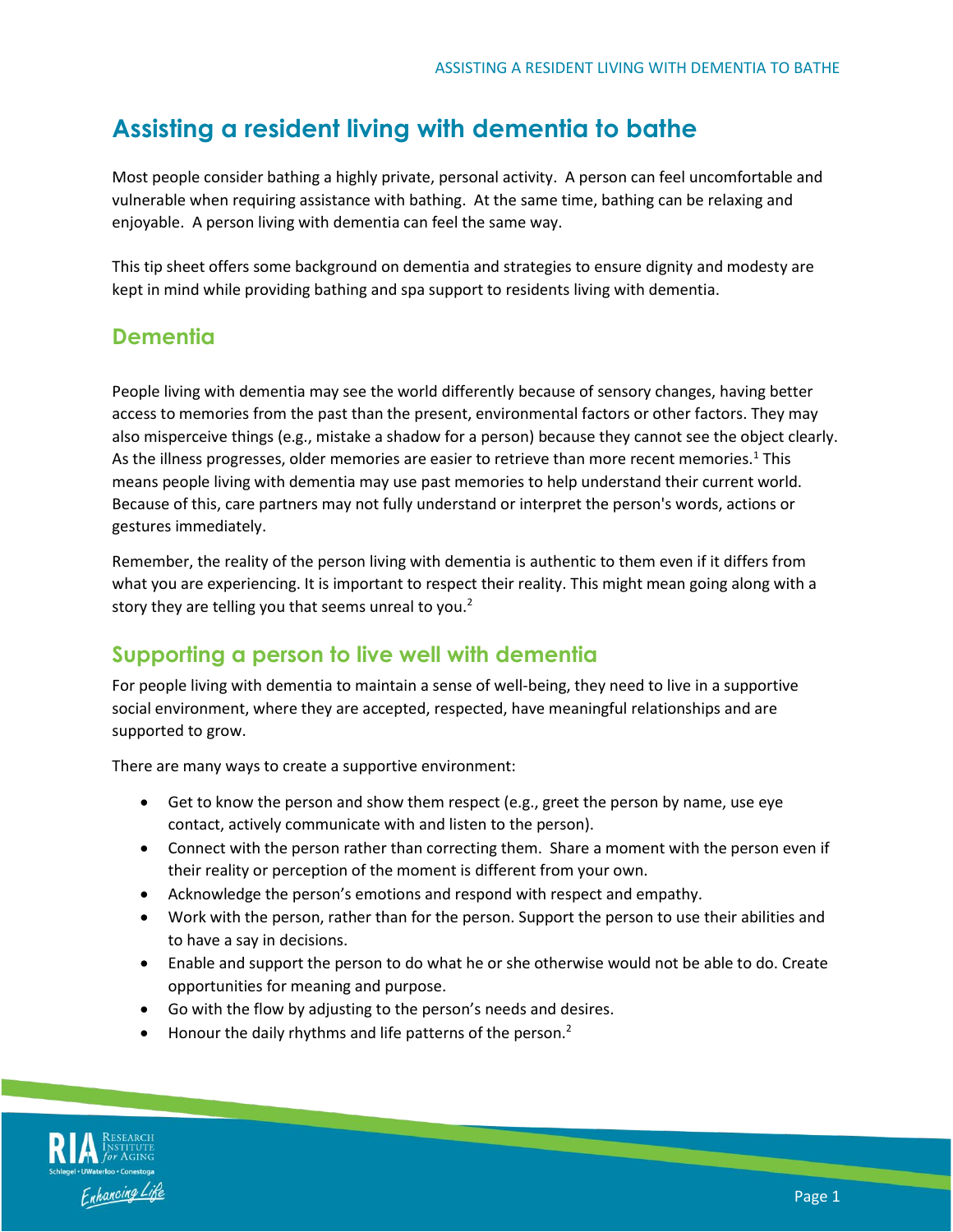# Assisting a resident living with dementia to bathe

Most people consider bathing a highly private, personal activity. A person can feel uncomfortable and vulnerable when requiring assistance with bathing. At the same time, bathing can be relaxing and enjoyable. A person living with dementia can feel the same way.

This tip sheet offers some background on dementia and strategies to ensure dignity and modesty are kept in mind while providing bathing and spa support to residents living with dementia.

## Dementia

People living with dementia may see the world differently because of sensory changes, having better access to memories from the past than the present, environmental factors or other factors. They may also misperceive things (e.g., mistake a shadow for a person) because they cannot see the object clearly. As the illness progresses, older memories are easier to retrieve than more recent memories.[1] This means people living with dementia may use past memories to help understand their current world. Because of this, care partners may not fully understand or interpret the person's words, actions or gestures immediately.

Remember, the reality of the person living with dementia is authentic to them even if it differs from what you are experiencing. It is important to respect their reality. This might mean going along with a story they are telling you that seems unreal to you.[2]

## Supporting a person to live well with dementia

For people living with dementia to maintain a sense of well-being, they need to live in a supportive social environment, where they are accepted, respected, have meaningful relationships and are supported to grow.

There are many ways to create a supportive environment:

- Get to know the person and show them respect (e.g., greet the person by name, use eye contact, actively communicate with and listen to the person).
- Connect with the person rather than correcting them. Share a moment with the person even if their reality or perception of the moment is different from your own.
- Acknowledge the person's emotions and respond with respect and empathy.
- Work with the person, rather than for the person. Support the person to use their abilities and to have a say in decisions.
- Enable and support the person to do what he or she otherwise would not be able to do. Create opportunities for meaning and purpose.
- Go with the flow by adjusting to the person's needs and desires.
- Honour the daily rhythms and life patterns of the person.[2]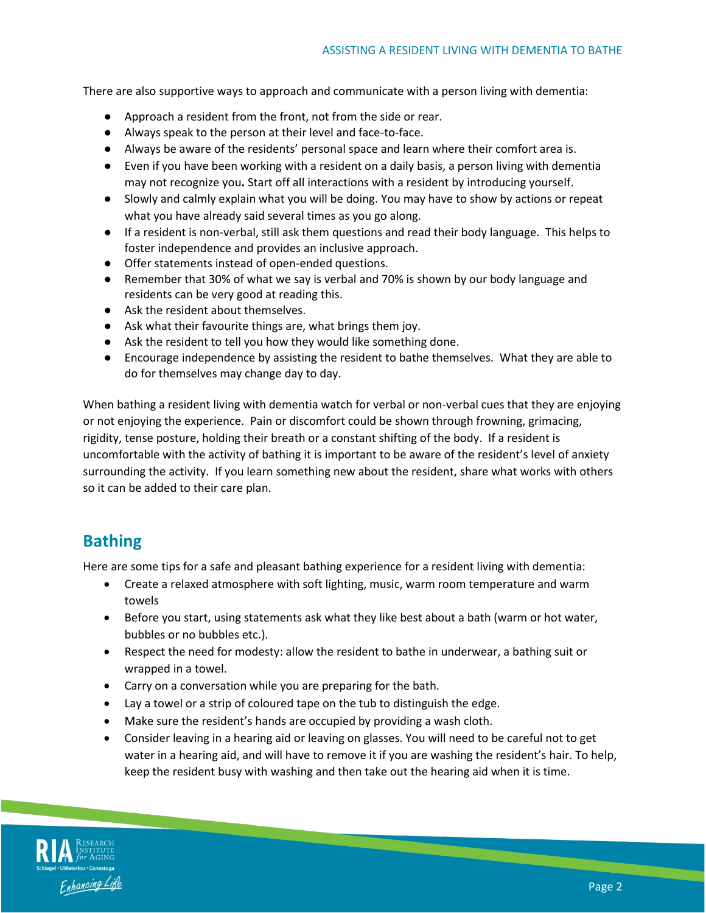There are also supportive ways to approach and communicate with a person living with dementia:

- Approach a resident from the front, not from the side or rear.
- Always speak to the person at their level and face-to-face.
- Always be aware of the residents' personal space and learn where their comfort area is.
- Even if you have been working with a resident on a daily basis, a person living with dementia may not recognize you**.** Start off all interactions with a resident by introducing yourself.
- Slowly and calmly explain what you will be doing. You may have to show by actions or repeat what you have already said several times as you go along.
- If a resident is non-verbal, still ask them questions and read their body language. This helps to foster independence and provides an inclusive approach.
- Offer statements instead of open-ended questions.
- Remember that 30% of what we say is verbal and 70% is shown by our body language and residents can be very good at reading this.
- Ask the resident about themselves.
- Ask what their favourite things are, what brings them joy.
- Ask the resident to tell you how they would like something done.
- Encourage independence by assisting the resident to bathe themselves. What they are able to do for themselves may change day to day.

When bathing a resident living with dementia watch for verbal or non-verbal cues that they are enjoying or not enjoying the experience. Pain or discomfort could be shown through frowning, grimacing, rigidity, tense posture, holding their breath or a constant shifting of the body. If a resident is uncomfortable with the activity of bathing it is important to be aware of the resident's level of anxiety surrounding the activity. If you learn something new about the resident, share what works with others so it can be added to their care plan.

## Bathing

Here are some tips for a safe and pleasant bathing experience for a resident living with dementia:

- Create a relaxed atmosphere with soft lighting, music, warm room temperature and warm towels
- Before you start, using statements ask what they like best about a bath (warm or hot water, bubbles or no bubbles etc.).
- Respect the need for modesty: allow the resident to bathe in underwear, a bathing suit or wrapped in a towel.
- Carry on a conversation while you are preparing for the bath.
- Lay a towel or a strip of coloured tape on the tub to distinguish the edge.
- Make sure the resident's hands are occupied by providing a wash cloth.
- Consider leaving in a hearing aid or leaving on glasses. You will need to be careful not to get water in a hearing aid, and will have to remove it if you are washing the resident's hair. To help, keep the resident busy with washing and then take out the hearing aid when it is time.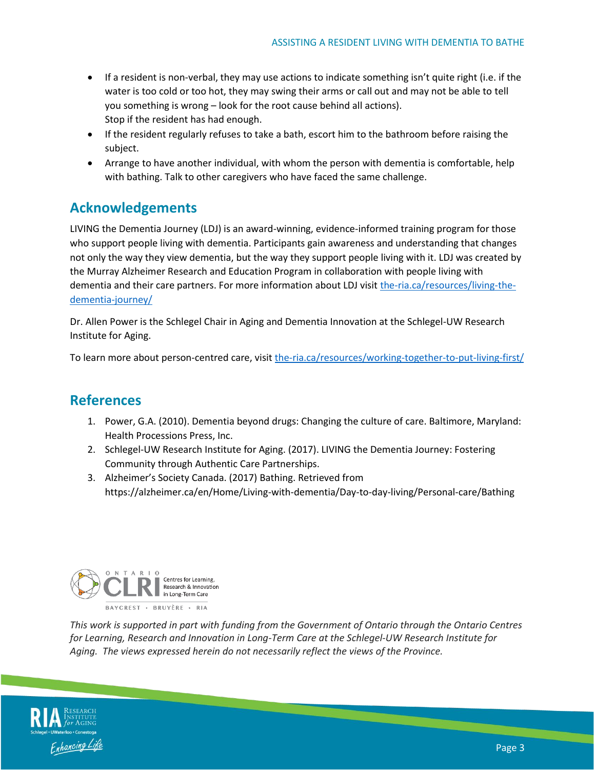- If a resident is non-verbal, they may use actions to indicate something isn't quite right (i.e. if the water is too cold or too hot, they may swing their arms or call out and may not be able to tell you something is wrong – look for the root cause behind all actions).
  Stop if the resident has had enough.
- If the resident regularly refuses to take a bath, escort him to the bathroom before raising the subject.
- Arrange to have another individual, with whom the person with dementia is comfortable, help with bathing. Talk to other caregivers who have faced the same challenge.

## Acknowledgements

LIVING the Dementia Journey (LDJ) is an award-winning, evidence-informed training program for those who support people living with dementia. Participants gain awareness and understanding that changes not only the way they view dementia, but the way they support people living with it. LDJ was created by the Murray Alzheimer Research and Education Program in collaboration with people living with dementia and their care partners. For more information about LDJ visit [the-ria.ca/resources/living-the-dementia-journey/](the-ria.ca/resources/living-the-dementia-journey/)

Dr. Allen Power is the Schlegel Chair in Aging and Dementia Innovation at the Schlegel-UW Research Institute for Aging.

To learn more about person-centred care, visit [the-ria.ca/resources/working-together-to-put-living-first/](the-ria.ca/resources/working-together-to-put-living-first/)

## References

1. Power, G.A. (2010). Dementia beyond drugs: Changing the culture of care. Baltimore, Maryland: Health Processions Press, Inc.
2. Schlegel-UW Research Institute for Aging. (2017). LIVING the Dementia Journey: Fostering Community through Authentic Care Partnerships.
3. Alzheimer's Society Canada. (2017) Bathing. Retrieved from https://alzheimer.ca/en/Home/Living-with-dementia/Day-to-day-living/Personal-care/Bathing

*This work is supported in part with funding from the Government of Ontario through the Ontario Centres for Learning, Research and Innovation in Long-Term Care at the Schlegel-UW Research Institute for Aging. The views expressed herein do not necessarily reflect the views of the Province.*